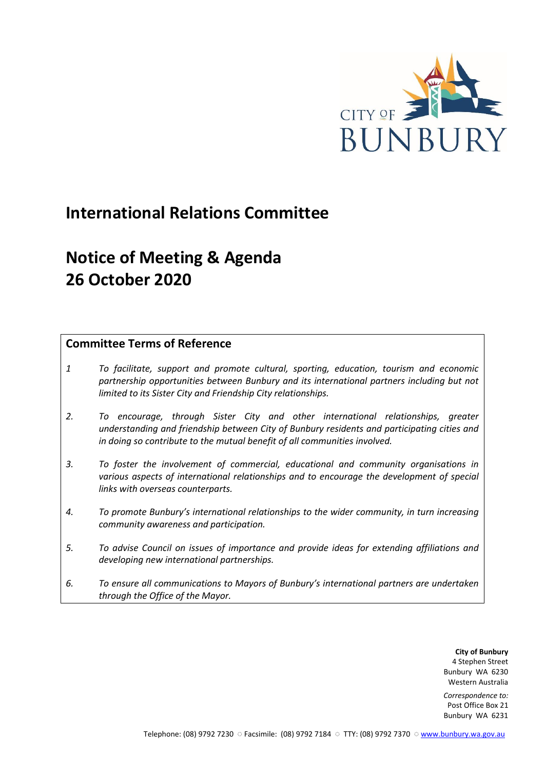# International Relations Committee

# Notice of Meeting & Agenda
# 26 October 2020

## Committee Terms of Reference

1. *To facilitate, support and promote cultural, sporting, education, tourism and economic partnership opportunities between Bunbury and its international partners including but not limited to its Sister City and Friendship City relationships.*

2. *To encourage, through Sister City and other international relationships, greater understanding and friendship between City of Bunbury residents and participating cities and in doing so contribute to the mutual benefit of all communities involved.*

3. *To foster the involvement of commercial, educational and community organisations in various aspects of international relationships and to encourage the development of special links with overseas counterparts.*

4. *To promote Bunbury's international relationships to the wider community, in turn increasing community awareness and participation.*

5. *To advise Council on issues of importance and provide ideas for extending affiliations and developing new international partnerships.*

6. *To ensure all communications to Mayors of Bunbury's international partners are undertaken through the Office of the Mayor.*

**City of Bunbury**
4 Stephen Street
Bunbury WA 6230
Western Australia

*Correspondence to:*
Post Office Box 21
Bunbury WA 6231

Telephone: (08) 9792 7230 ○ Facsimile: (08) 9792 7184 ○ TTY: (08) 9792 7370 ○ www.bunbury.wa.gov.au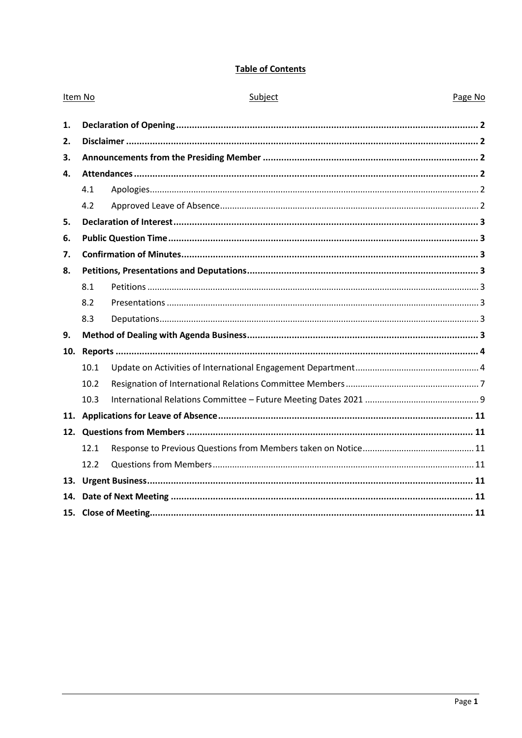# Table of Contents

| Item No | Subject | Page No |
|---|---|---|
| **1.** | **Declaration of Opening** | **2** |
| **2.** | **Disclaimer** | **2** |
| **3.** | **Announcements from the Presiding Member** | **2** |
| **4.** | **Attendances** | **2** |
| 4.1 | Apologies | 2 |
| 4.2 | Approved Leave of Absence | 2 |
| **5.** | **Declaration of Interest** | **3** |
| **6.** | **Public Question Time** | **3** |
| **7.** | **Confirmation of Minutes** | **3** |
| **8.** | **Petitions, Presentations and Deputations** | **3** |
| 8.1 | Petitions | 3 |
| 8.2 | Presentations | 3 |
| 8.3 | Deputations | 3 |
| **9.** | **Method of Dealing with Agenda Business** | **3** |
| **10.** | **Reports** | **4** |
| 10.1 | Update on Activities of International Engagement Department | 4 |
| 10.2 | Resignation of International Relations Committee Members | 7 |
| 10.3 | International Relations Committee – Future Meeting Dates 2021 | 9 |
| **11.** | **Applications for Leave of Absence** | **11** |
| **12.** | **Questions from Members** | **11** |
| 12.1 | Response to Previous Questions from Members taken on Notice | 11 |
| 12.2 | Questions from Members | 11 |
| **13.** | **Urgent Business** | **11** |
| **14.** | **Date of Next Meeting** | **11** |
| **15.** | **Close of Meeting** | **11** |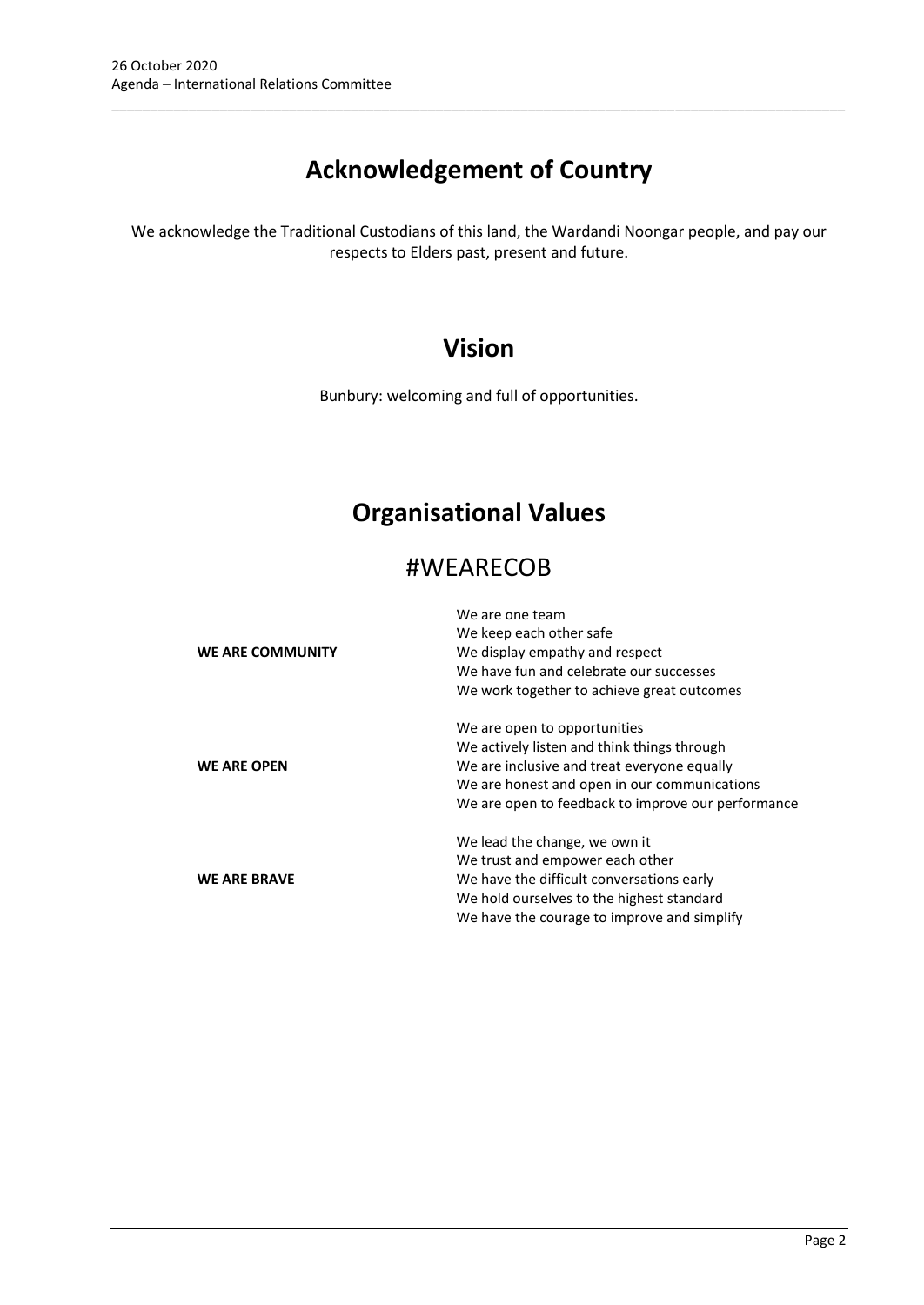# Acknowledgement of Country

We acknowledge the Traditional Custodians of this land, the Wardandi Noongar people, and pay our respects to Elders past, present and future.

# Vision

Bunbury: welcoming and full of opportunities.

# Organisational Values

## #WEARECOB

| | |
|---|---|
| **WE ARE COMMUNITY** | We are one team<br>We keep each other safe<br>We display empathy and respect<br>We have fun and celebrate our successes<br>We work together to achieve great outcomes |
| **WE ARE OPEN** | We are open to opportunities<br>We actively listen and think things through<br>We are inclusive and treat everyone equally<br>We are honest and open in our communications<br>We are open to feedback to improve our performance |
| **WE ARE BRAVE** | We lead the change, we own it<br>We trust and empower each other<br>We have the difficult conversations early<br>We hold ourselves to the highest standard<br>We have the courage to improve and simplify |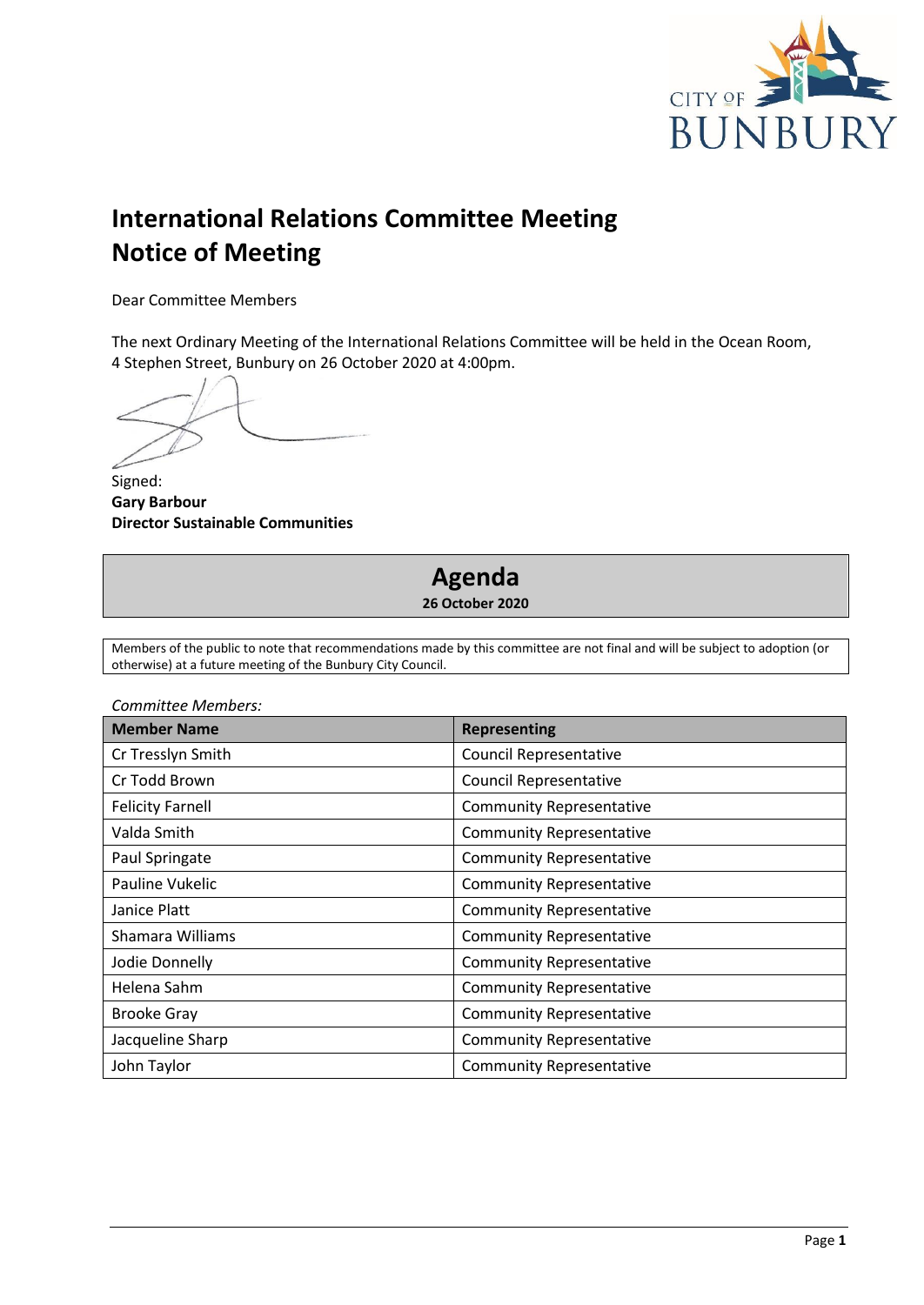# International Relations Committee Meeting Notice of Meeting

Dear Committee Members

The next Ordinary Meeting of the International Relations Committee will be held in the Ocean Room, 4 Stephen Street, Bunbury on 26 October 2020 at 4:00pm.

Signed:
**Gary Barbour**
**Director Sustainable Communities**

## Agenda

**26 October 2020**

Members of the public to note that recommendations made by this committee are not final and will be subject to adoption (or otherwise) at a future meeting of the Bunbury City Council.

*Committee Members:*

| Member Name | Representing |
|---|---|
| Cr Tresslyn Smith | Council Representative |
| Cr Todd Brown | Council Representative |
| Felicity Farnell | Community Representative |
| Valda Smith | Community Representative |
| Paul Springate | Community Representative |
| Pauline Vukelic | Community Representative |
| Janice Platt | Community Representative |
| Shamara Williams | Community Representative |
| Jodie Donnelly | Community Representative |
| Helena Sahm | Community Representative |
| Brooke Gray | Community Representative |
| Jacqueline Sharp | Community Representative |
| John Taylor | Community Representative |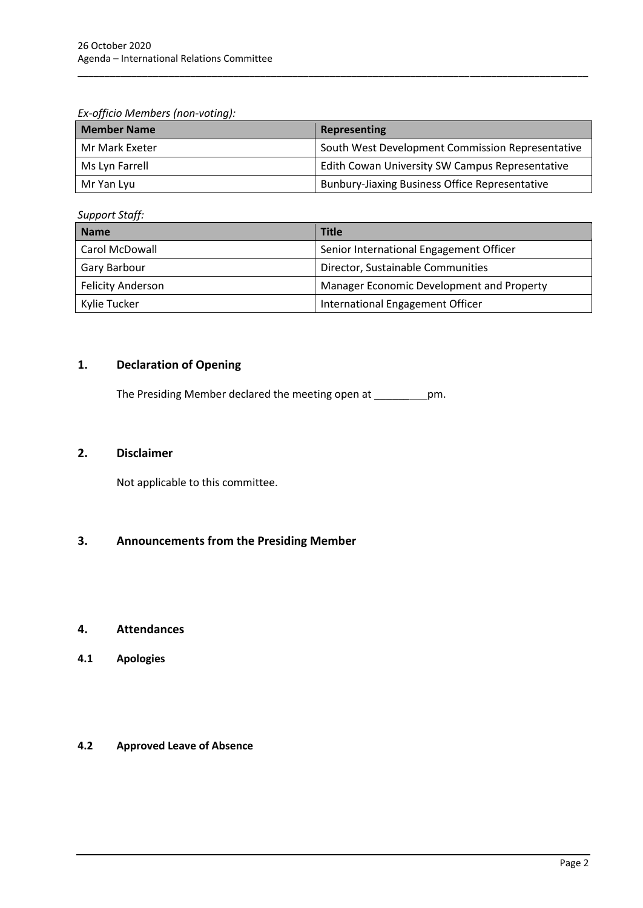*Ex-officio Members (non-voting):*

| Member Name | Representing |
| --- | --- |
| Mr Mark Exeter | South West Development Commission Representative |
| Ms Lyn Farrell | Edith Cowan University SW Campus Representative |
| Mr Yan Lyu | Bunbury-Jiaxing Business Office Representative |

*Support Staff:*

| Name | Title |
| --- | --- |
| Carol McDowall | Senior International Engagement Officer |
| Gary Barbour | Director, Sustainable Communities |
| Felicity Anderson | Manager Economic Development and Property |
| Kylie Tucker | International Engagement Officer |

## 1. Declaration of Opening

The Presiding Member declared the meeting open at __________pm.

## 2. Disclaimer

Not applicable to this committee.

## 3. Announcements from the Presiding Member

## 4. Attendances

### 4.1 Apologies

### 4.2 Approved Leave of Absence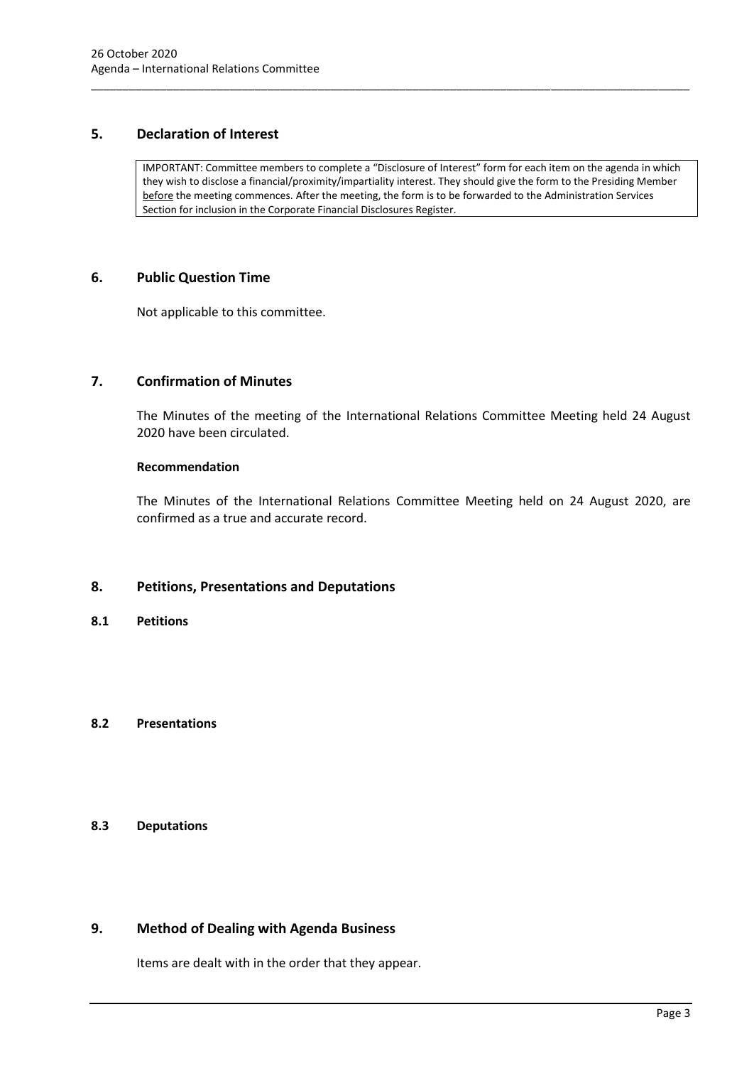## 5. Declaration of Interest

IMPORTANT: Committee members to complete a "Disclosure of Interest" form for each item on the agenda in which they wish to disclose a financial/proximity/impartiality interest. They should give the form to the Presiding Member before the meeting commences. After the meeting, the form is to be forwarded to the Administration Services Section for inclusion in the Corporate Financial Disclosures Register.

## 6. Public Question Time

Not applicable to this committee.

## 7. Confirmation of Minutes

The Minutes of the meeting of the International Relations Committee Meeting held 24 August 2020 have been circulated.

**Recommendation**

The Minutes of the International Relations Committee Meeting held on 24 August 2020, are confirmed as a true and accurate record.

## 8. Petitions, Presentations and Deputations

### 8.1 Petitions

### 8.2 Presentations

### 8.3 Deputations

## 9. Method of Dealing with Agenda Business

Items are dealt with in the order that they appear.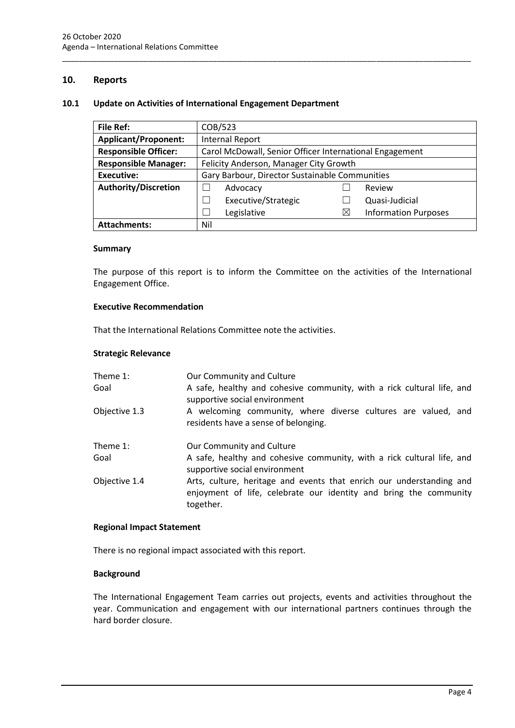## 10. Reports

### 10.1 Update on Activities of International Engagement Department

| **File Ref:** | COB/523 | | | |
|---|---|---|---|---|
| **Applicant/Proponent:** | Internal Report | | | |
| **Responsible Officer:** | Carol McDowall, Senior Officer International Engagement | | | |
| **Responsible Manager:** | Felicity Anderson, Manager City Growth | | | |
| **Executive:** | Gary Barbour, Director Sustainable Communities | | | |
| **Authority/Discretion** | ☐ | Advocacy | ☐ | Review |
| | ☐ | Executive/Strategic | ☐ | Quasi-Judicial |
| | ☐ | Legislative | ☒ | Information Purposes |
| **Attachments:** | Nil | | | |

**Summary**

The purpose of this report is to inform the Committee on the activities of the International Engagement Office.

**Executive Recommendation**

That the International Relations Committee note the activities.

**Strategic Relevance**

| | |
|---|---|
| Theme 1: | Our Community and Culture |
| Goal | A safe, healthy and cohesive community, with a rick cultural life, and supportive social environment |
| Objective 1.3 | A welcoming community, where diverse cultures are valued, and residents have a sense of belonging. |
| Theme 1: | Our Community and Culture |
| Goal | A safe, healthy and cohesive community, with a rick cultural life, and supportive social environment |
| Objective 1.4 | Arts, culture, heritage and events that enrich our understanding and enjoyment of life, celebrate our identity and bring the community together. |

**Regional Impact Statement**

There is no regional impact associated with this report.

**Background**

The International Engagement Team carries out projects, events and activities throughout the year. Communication and engagement with our international partners continues through the hard border closure.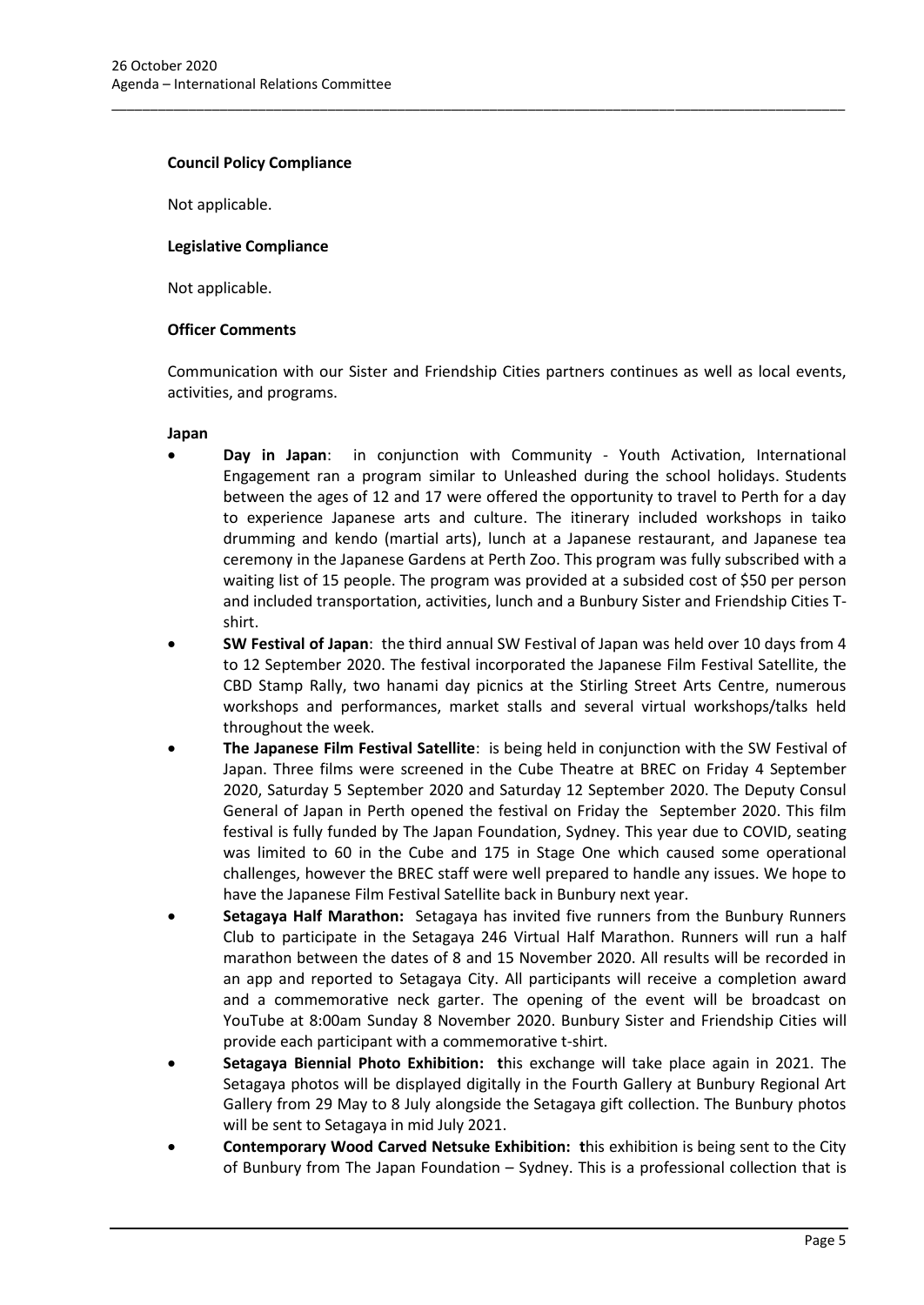**Council Policy Compliance**

Not applicable.

**Legislative Compliance**

Not applicable.

**Officer Comments**

Communication with our Sister and Friendship Cities partners continues as well as local events, activities, and programs.

**Japan**

- **Day in Japan**: in conjunction with Community - Youth Activation, International Engagement ran a program similar to Unleashed during the school holidays. Students between the ages of 12 and 17 were offered the opportunity to travel to Perth for a day to experience Japanese arts and culture. The itinerary included workshops in taiko drumming and kendo (martial arts), lunch at a Japanese restaurant, and Japanese tea ceremony in the Japanese Gardens at Perth Zoo. This program was fully subscribed with a waiting list of 15 people. The program was provided at a subsided cost of $50 per person and included transportation, activities, lunch and a Bunbury Sister and Friendship Cities T-shirt.
- **SW Festival of Japan**: the third annual SW Festival of Japan was held over 10 days from 4 to 12 September 2020. The festival incorporated the Japanese Film Festival Satellite, the CBD Stamp Rally, two hanami day picnics at the Stirling Street Arts Centre, numerous workshops and performances, market stalls and several virtual workshops/talks held throughout the week.
- **The Japanese Film Festival Satellite**: is being held in conjunction with the SW Festival of Japan. Three films were screened in the Cube Theatre at BREC on Friday 4 September 2020, Saturday 5 September 2020 and Saturday 12 September 2020. The Deputy Consul General of Japan in Perth opened the festival on Friday the September 2020. This film festival is fully funded by The Japan Foundation, Sydney. This year due to COVID, seating was limited to 60 in the Cube and 175 in Stage One which caused some operational challenges, however the BREC staff were well prepared to handle any issues. We hope to have the Japanese Film Festival Satellite back in Bunbury next year.
- **Setagaya Half Marathon:** Setagaya has invited five runners from the Bunbury Runners Club to participate in the Setagaya 246 Virtual Half Marathon. Runners will run a half marathon between the dates of 8 and 15 November 2020. All results will be recorded in an app and reported to Setagaya City. All participants will receive a completion award and a commemorative neck garter. The opening of the event will be broadcast on YouTube at 8:00am Sunday 8 November 2020. Bunbury Sister and Friendship Cities will provide each participant with a commemorative t-shirt.
- **Setagaya Biennial Photo Exhibition: t**his exchange will take place again in 2021. The Setagaya photos will be displayed digitally in the Fourth Gallery at Bunbury Regional Art Gallery from 29 May to 8 July alongside the Setagaya gift collection. The Bunbury photos will be sent to Setagaya in mid July 2021.
- **Contemporary Wood Carved Netsuke Exhibition: t**his exhibition is being sent to the City of Bunbury from The Japan Foundation – Sydney. This is a professional collection that is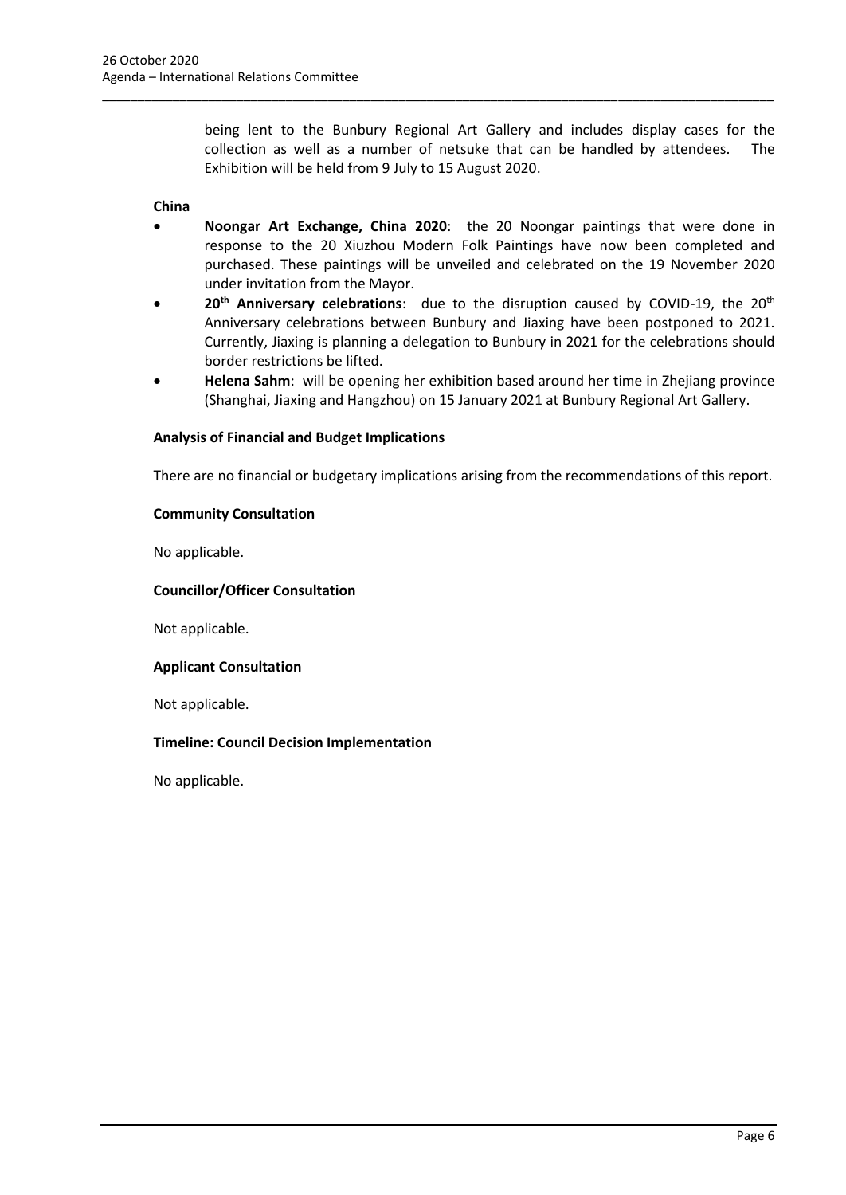being lent to the Bunbury Regional Art Gallery and includes display cases for the collection as well as a number of netsuke that can be handled by attendees. The Exhibition will be held from 9 July to 15 August 2020.

**China**

- **Noongar Art Exchange, China 2020**: the 20 Noongar paintings that were done in response to the 20 Xiuzhou Modern Folk Paintings have now been completed and purchased. These paintings will be unveiled and celebrated on the 19 November 2020 under invitation from the Mayor.
- **20th Anniversary celebrations**: due to the disruption caused by COVID-19, the 20th Anniversary celebrations between Bunbury and Jiaxing have been postponed to 2021. Currently, Jiaxing is planning a delegation to Bunbury in 2021 for the celebrations should border restrictions be lifted.
- **Helena Sahm**: will be opening her exhibition based around her time in Zhejiang province (Shanghai, Jiaxing and Hangzhou) on 15 January 2021 at Bunbury Regional Art Gallery.

**Analysis of Financial and Budget Implications**

There are no financial or budgetary implications arising from the recommendations of this report.

**Community Consultation**

No applicable.

**Councillor/Officer Consultation**

Not applicable.

**Applicant Consultation**

Not applicable.

**Timeline: Council Decision Implementation**

No applicable.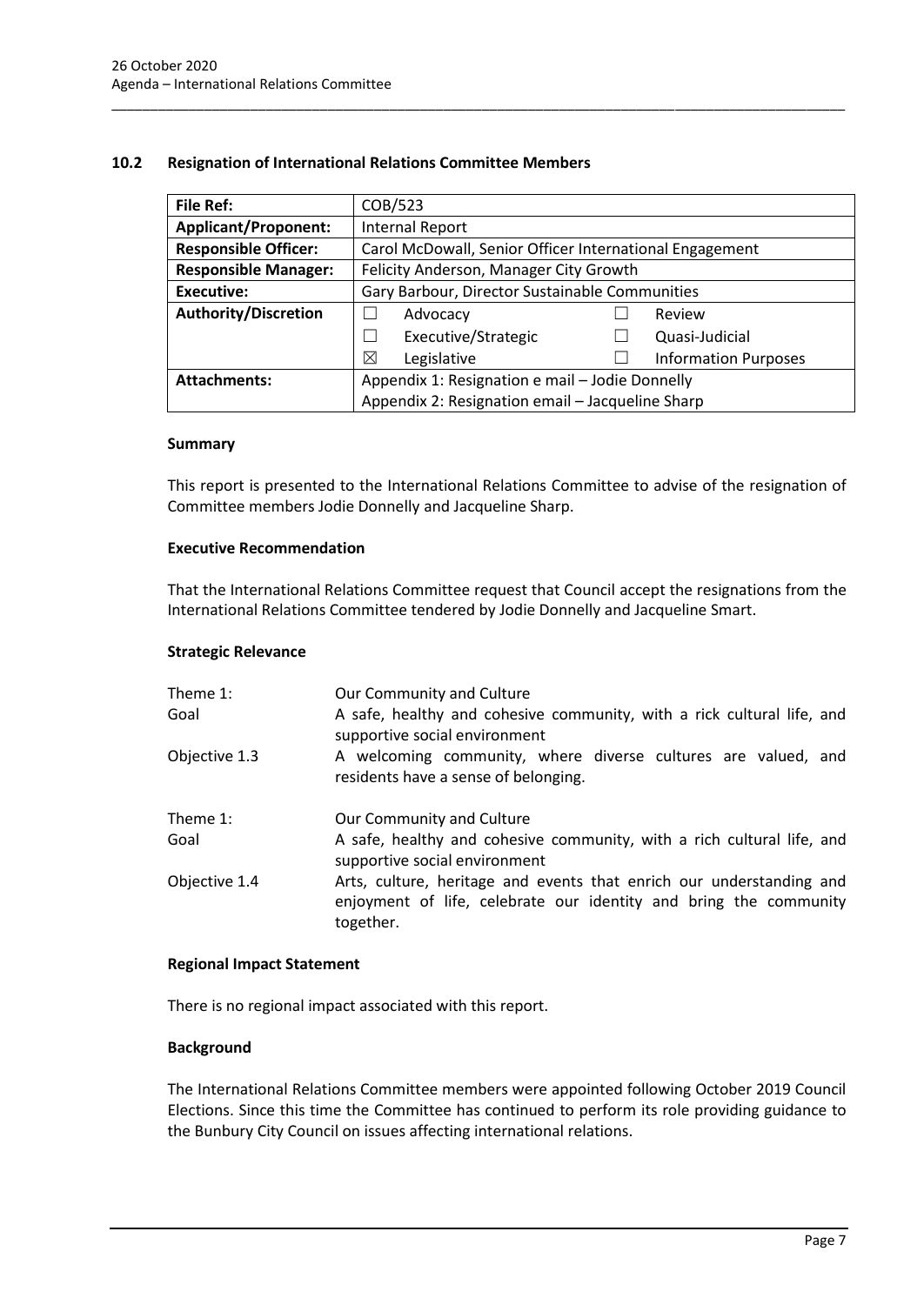## 10.2 Resignation of International Relations Committee Members

| **File Ref:** | COB/523 | | | |
|---|---|---|---|---|
| **Applicant/Proponent:** | Internal Report | | | |
| **Responsible Officer:** | Carol McDowall, Senior Officer International Engagement | | | |
| **Responsible Manager:** | Felicity Anderson, Manager City Growth | | | |
| **Executive:** | Gary Barbour, Director Sustainable Communities | | | |
| **Authority/Discretion** | ☐ | Advocacy | ☐ | Review |
| | ☐ | Executive/Strategic | ☐ | Quasi-Judicial |
| | ☒ | Legislative | ☐ | Information Purposes |
| **Attachments:** | Appendix 1: Resignation e mail – Jodie Donnelly<br>Appendix 2: Resignation email – Jacqueline Sharp | | | |

### Summary

This report is presented to the International Relations Committee to advise of the resignation of Committee members Jodie Donnelly and Jacqueline Sharp.

### Executive Recommendation

That the International Relations Committee request that Council accept the resignations from the International Relations Committee tendered by Jodie Donnelly and Jacqueline Smart.

### Strategic Relevance

| | |
|---|---|
| Theme 1: | Our Community and Culture |
| Goal | A safe, healthy and cohesive community, with a rick cultural life, and supportive social environment |
| Objective 1.3 | A welcoming community, where diverse cultures are valued, and residents have a sense of belonging. |
| Theme 1: | Our Community and Culture |
| Goal | A safe, healthy and cohesive community, with a rich cultural life, and supportive social environment |
| Objective 1.4 | Arts, culture, heritage and events that enrich our understanding and enjoyment of life, celebrate our identity and bring the community together. |

### Regional Impact Statement

There is no regional impact associated with this report.

### Background

The International Relations Committee members were appointed following October 2019 Council Elections. Since this time the Committee has continued to perform its role providing guidance to the Bunbury City Council on issues affecting international relations.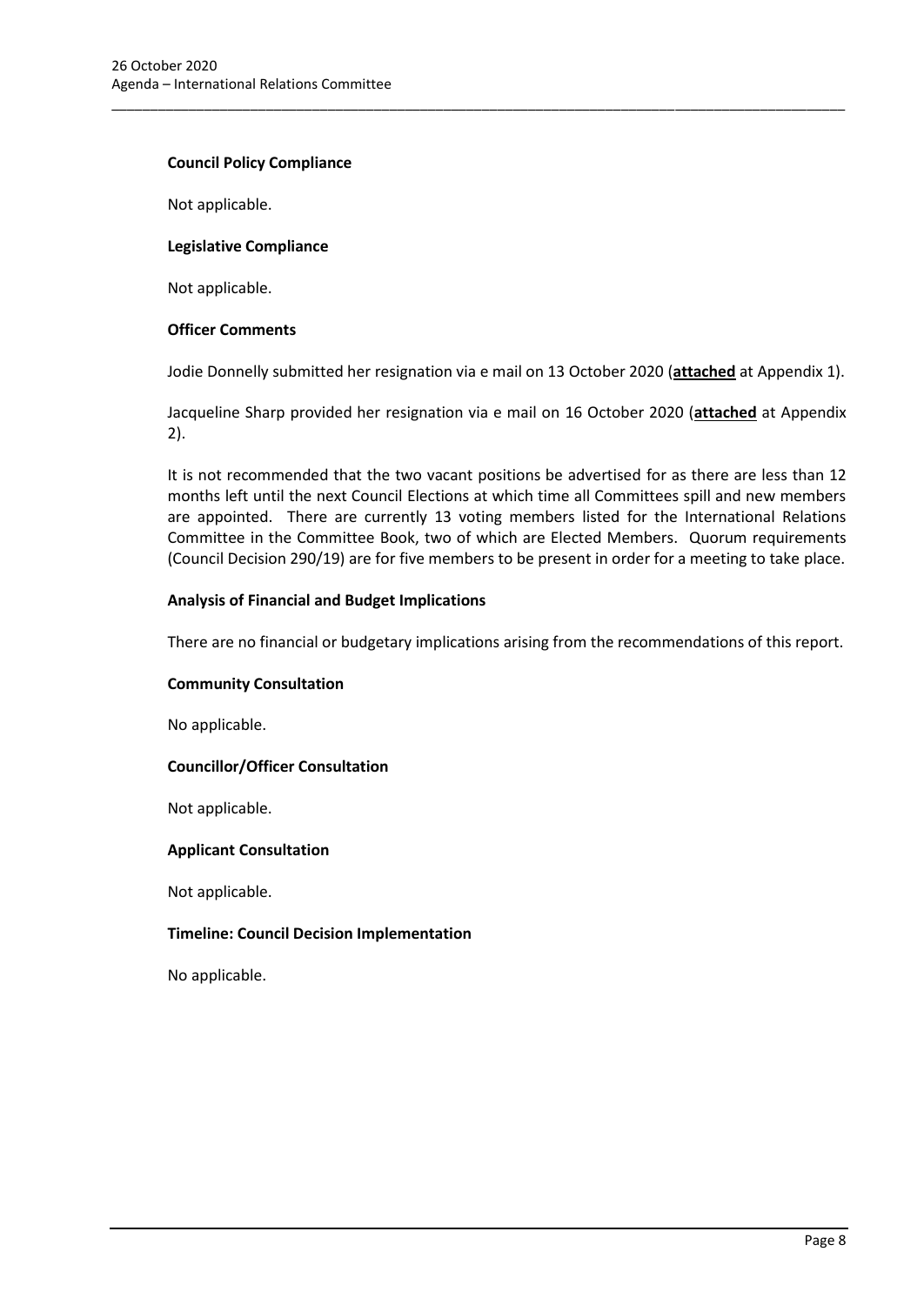**Council Policy Compliance**

Not applicable.

**Legislative Compliance**

Not applicable.

**Officer Comments**

Jodie Donnelly submitted her resignation via e mail on 13 October 2020 (**attached** at Appendix 1).

Jacqueline Sharp provided her resignation via e mail on 16 October 2020 (**attached** at Appendix 2).

It is not recommended that the two vacant positions be advertised for as there are less than 12 months left until the next Council Elections at which time all Committees spill and new members are appointed. There are currently 13 voting members listed for the International Relations Committee in the Committee Book, two of which are Elected Members. Quorum requirements (Council Decision 290/19) are for five members to be present in order for a meeting to take place.

**Analysis of Financial and Budget Implications**

There are no financial or budgetary implications arising from the recommendations of this report.

**Community Consultation**

No applicable.

**Councillor/Officer Consultation**

Not applicable.

**Applicant Consultation**

Not applicable.

**Timeline: Council Decision Implementation**

No applicable.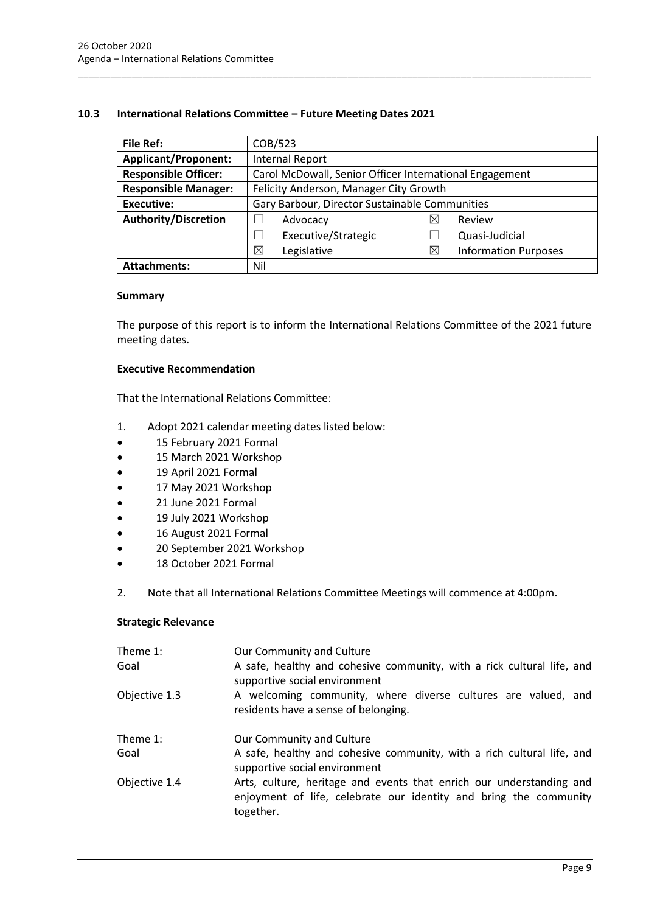## 10.3 International Relations Committee – Future Meeting Dates 2021

| File Ref: | COB/523 | | | |
|---|---|---|---|---|
| **Applicant/Proponent:** | Internal Report | | | |
| **Responsible Officer:** | Carol McDowall, Senior Officer International Engagement | | | |
| **Responsible Manager:** | Felicity Anderson, Manager City Growth | | | |
| **Executive:** | Gary Barbour, Director Sustainable Communities | | | |
| **Authority/Discretion** | ☐ | Advocacy | ☒ | Review |
| | ☐ | Executive/Strategic | ☐ | Quasi-Judicial |
| | ☒ | Legislative | ☒ | Information Purposes |
| **Attachments:** | Nil | | | |

**Summary**

The purpose of this report is to inform the International Relations Committee of the 2021 future meeting dates.

**Executive Recommendation**

That the International Relations Committee:

1. Adopt 2021 calendar meeting dates listed below:

- 15 February 2021 Formal
- 15 March 2021 Workshop
- 19 April 2021 Formal
- 17 May 2021 Workshop
- 21 June 2021 Formal
- 19 July 2021 Workshop
- 16 August 2021 Formal
- 20 September 2021 Workshop
- 18 October 2021 Formal

2. Note that all International Relations Committee Meetings will commence at 4:00pm.

**Strategic Relevance**

| | |
|---|---|
| Theme 1: | Our Community and Culture |
| Goal | A safe, healthy and cohesive community, with a rick cultural life, and supportive social environment |
| Objective 1.3 | A welcoming community, where diverse cultures are valued, and residents have a sense of belonging. |
| Theme 1: | Our Community and Culture |
| Goal | A safe, healthy and cohesive community, with a rich cultural life, and supportive social environment |
| Objective 1.4 | Arts, culture, heritage and events that enrich our understanding and enjoyment of life, celebrate our identity and bring the community together. |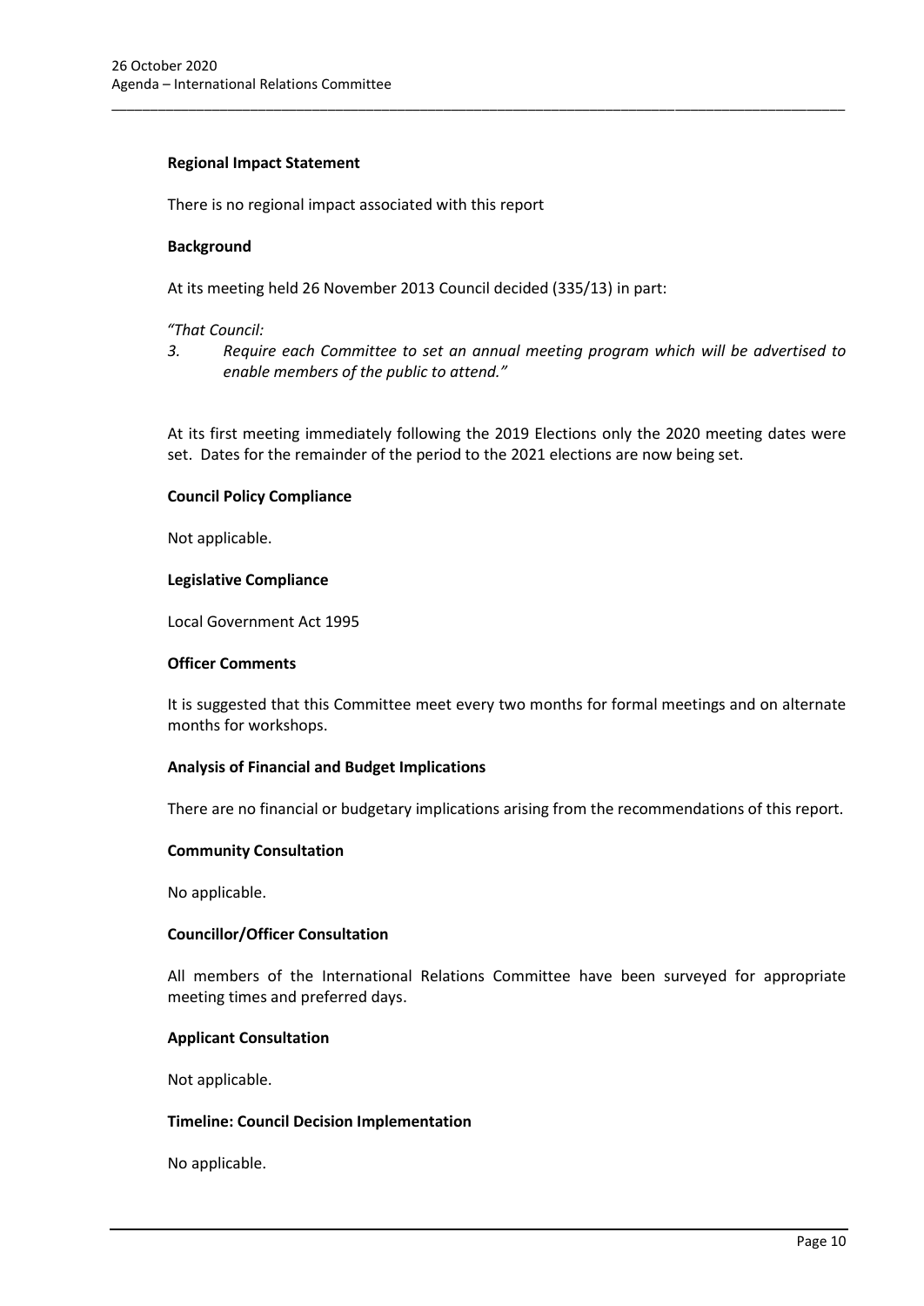**Regional Impact Statement**

There is no regional impact associated with this report

**Background**

At its meeting held 26 November 2013 Council decided (335/13) in part:

*"That Council:*

*3. Require each Committee to set an annual meeting program which will be advertised to enable members of the public to attend."*

At its first meeting immediately following the 2019 Elections only the 2020 meeting dates were set. Dates for the remainder of the period to the 2021 elections are now being set.

**Council Policy Compliance**

Not applicable.

**Legislative Compliance**

Local Government Act 1995

**Officer Comments**

It is suggested that this Committee meet every two months for formal meetings and on alternate months for workshops.

**Analysis of Financial and Budget Implications**

There are no financial or budgetary implications arising from the recommendations of this report.

**Community Consultation**

No applicable.

**Councillor/Officer Consultation**

All members of the International Relations Committee have been surveyed for appropriate meeting times and preferred days.

**Applicant Consultation**

Not applicable.

**Timeline: Council Decision Implementation**

No applicable.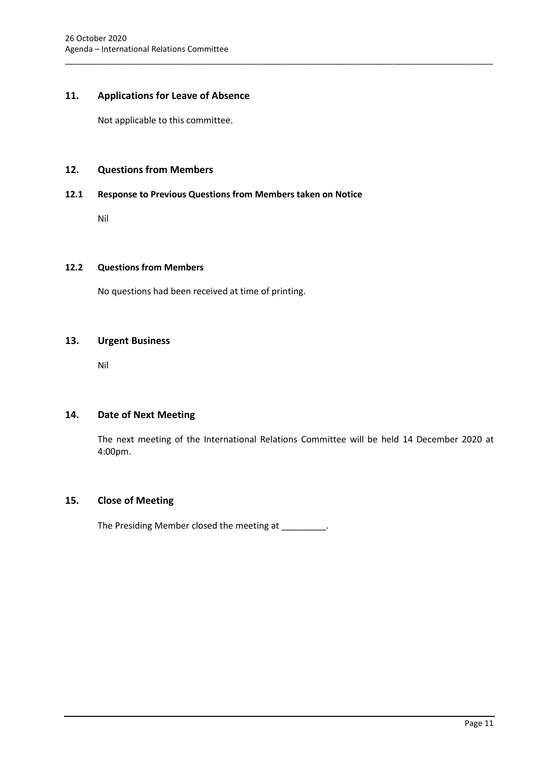## 11. Applications for Leave of Absence

Not applicable to this committee.

## 12. Questions from Members

### 12.1 Response to Previous Questions from Members taken on Notice

Nil

### 12.2 Questions from Members

No questions had been received at time of printing.

## 13. Urgent Business

Nil

## 14. Date of Next Meeting

The next meeting of the International Relations Committee will be held 14 December 2020 at 4:00pm.

## 15. Close of Meeting

The Presiding Member closed the meeting at _________.